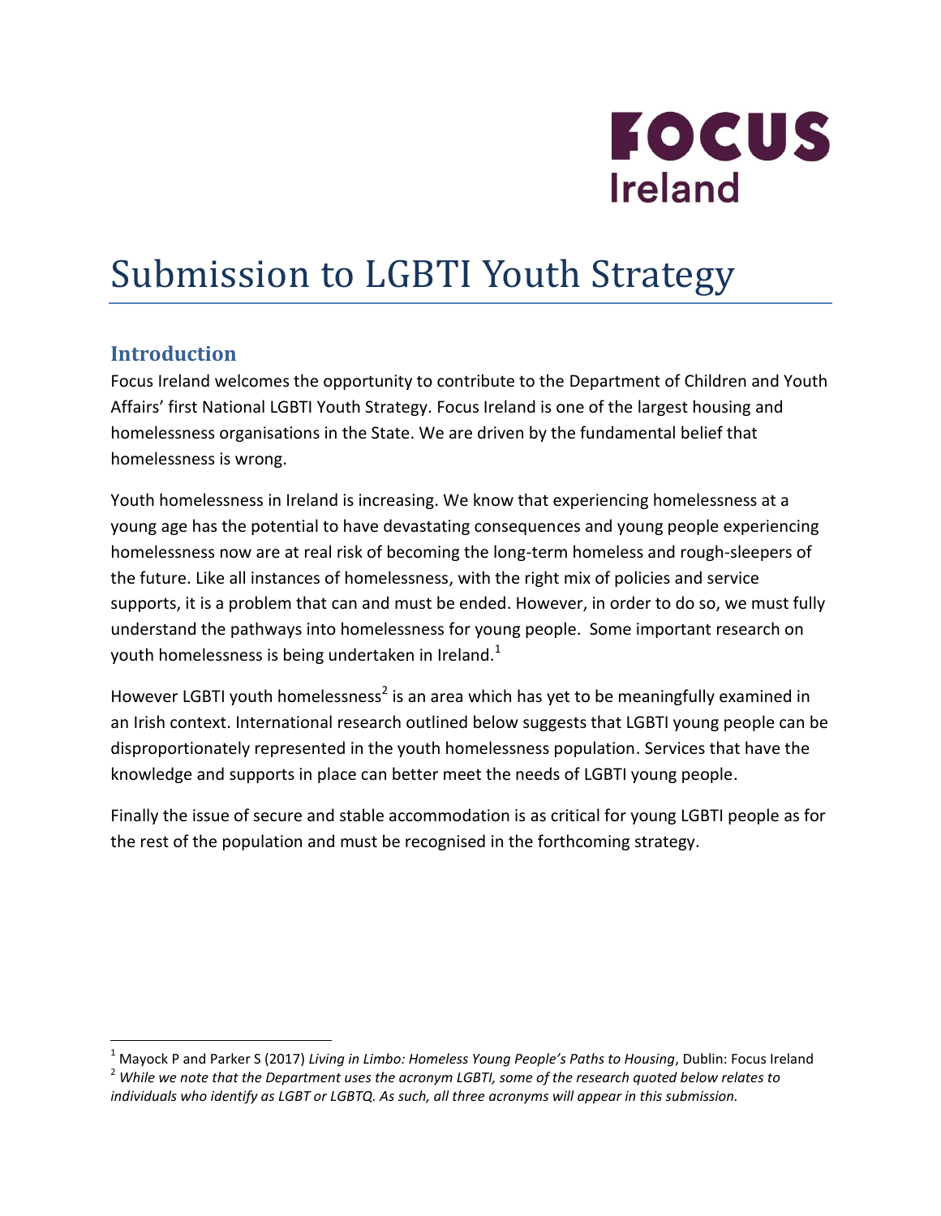FOCUS Ireland

# Submission to LGBTI Youth Strategy

## Introduction

Focus Ireland welcomes the opportunity to contribute to the Department of Children and Youth Affairs' first National LGBTI Youth Strategy. Focus Ireland is one of the largest housing and homelessness organisations in the State. We are driven by the fundamental belief that homelessness is wrong.

Youth homelessness in Ireland is increasing. We know that experiencing homelessness at a young age has the potential to have devastating consequences and young people experiencing homelessness now are at real risk of becoming the long-term homeless and rough-sleepers of the future. Like all instances of homelessness, with the right mix of policies and service supports, it is a problem that can and must be ended. However, in order to do so, we must fully understand the pathways into homelessness for young people. Some important research on youth homelessness is being undertaken in Ireland.[1]

However LGBTI youth homelessness[2] is an area which has yet to be meaningfully examined in an Irish context. International research outlined below suggests that LGBTI young people can be disproportionately represented in the youth homelessness population. Services that have the knowledge and supports in place can better meet the needs of LGBTI young people.

Finally the issue of secure and stable accommodation is as critical for young LGBTI people as for the rest of the population and must be recognised in the forthcoming strategy.

---

[1] Mayock P and Parker S (2017) *Living in Limbo: Homeless Young People's Paths to Housing*, Dublin: Focus Ireland

[2] *While we note that the Department uses the acronym LGBTI, some of the research quoted below relates to individuals who identify as LGBT or LGBTQ. As such, all three acronyms will appear in this submission.*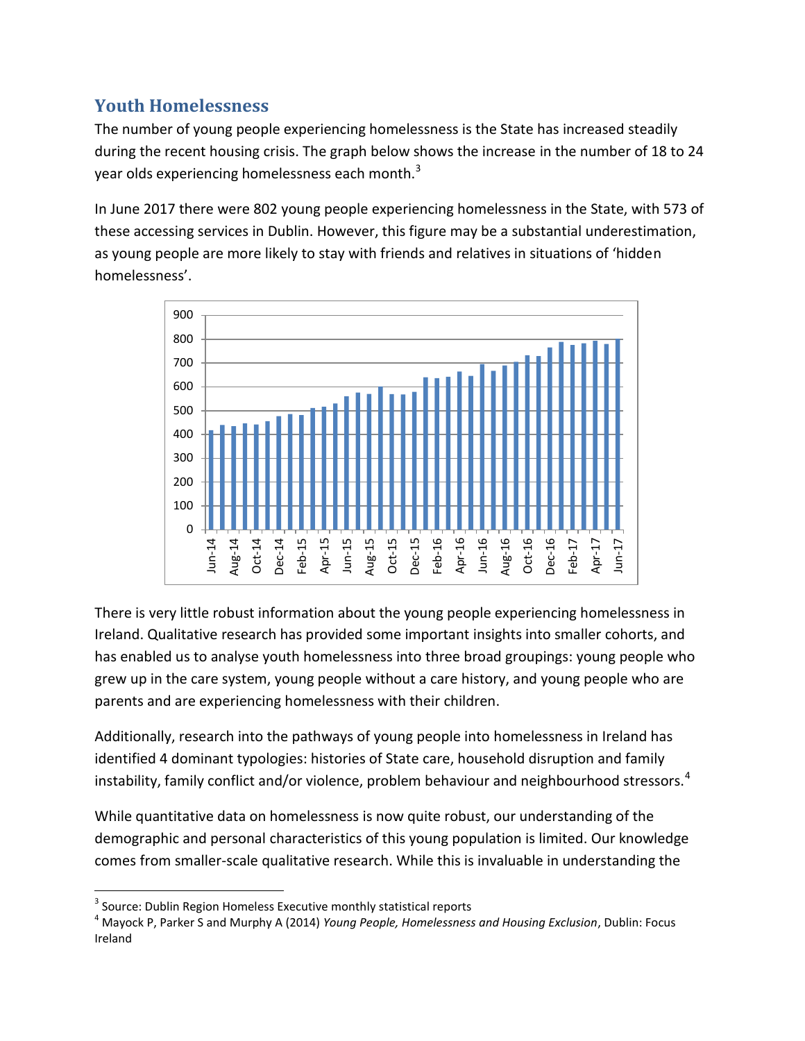## Youth Homelessness

The number of young people experiencing homelessness is the State has increased steadily during the recent housing crisis. The graph below shows the increase in the number of 18 to 24 year olds experiencing homelessness each month.[3]

In June 2017 there were 802 young people experiencing homelessness in the State, with 573 of these accessing services in Dublin. However, this figure may be a substantial underestimation, as young people are more likely to stay with friends and relatives in situations of 'hidden homelessness'.

There is very little robust information about the young people experiencing homelessness in Ireland. Qualitative research has provided some important insights into smaller cohorts, and has enabled us to analyse youth homelessness into three broad groupings: young people who grew up in the care system, young people without a care history, and young people who are parents and are experiencing homelessness with their children.

Additionally, research into the pathways of young people into homelessness in Ireland has identified 4 dominant typologies: histories of State care, household disruption and family instability, family conflict and/or violence, problem behaviour and neighbourhood stressors.[4]

While quantitative data on homelessness is now quite robust, our understanding of the demographic and personal characteristics of this young population is limited. Our knowledge comes from smaller-scale qualitative research. While this is invaluable in understanding the

---

[3] Source: Dublin Region Homeless Executive monthly statistical reports

[4] Mayock P, Parker S and Murphy A (2014) *Young People, Homelessness and Housing Exclusion*, Dublin: Focus Ireland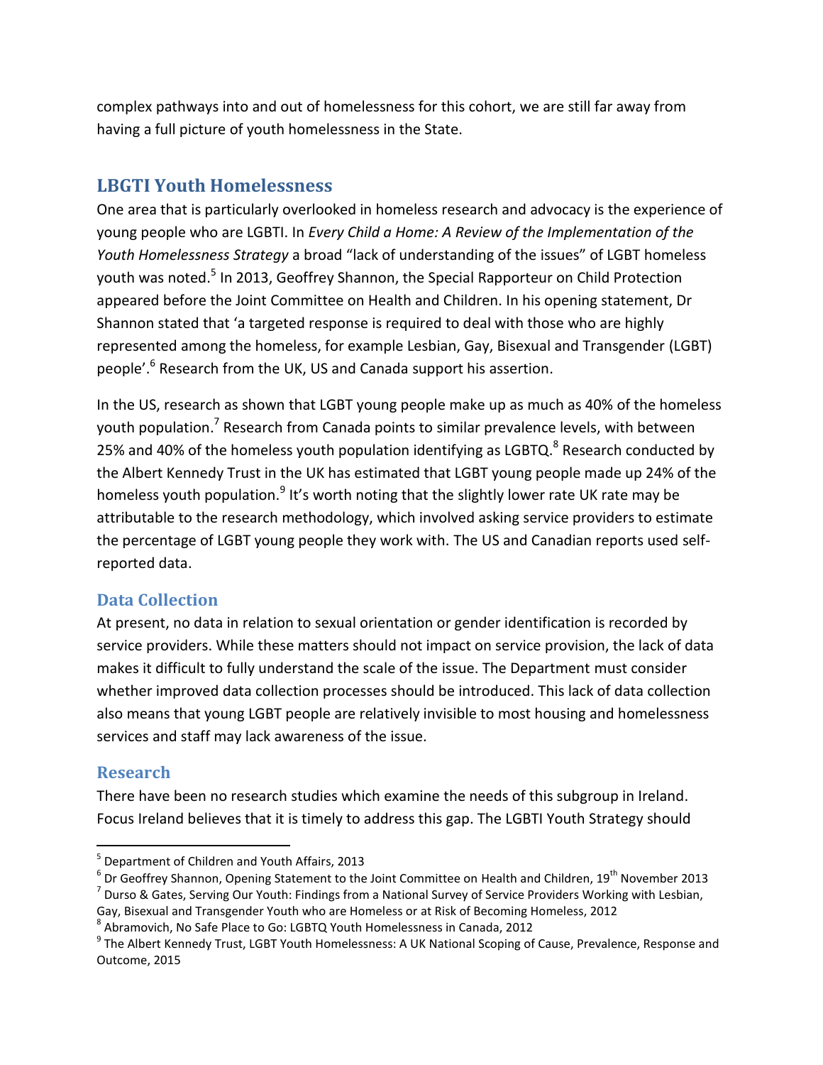complex pathways into and out of homelessness for this cohort, we are still far away from having a full picture of youth homelessness in the State.

## LBGTI Youth Homelessness

One area that is particularly overlooked in homeless research and advocacy is the experience of young people who are LGBTI. In *Every Child a Home: A Review of the Implementation of the Youth Homelessness Strategy* a broad "lack of understanding of the issues" of LGBT homeless youth was noted.[5] In 2013, Geoffrey Shannon, the Special Rapporteur on Child Protection appeared before the Joint Committee on Health and Children. In his opening statement, Dr Shannon stated that 'a targeted response is required to deal with those who are highly represented among the homeless, for example Lesbian, Gay, Bisexual and Transgender (LGBT) people'.[6] Research from the UK, US and Canada support his assertion.

In the US, research as shown that LGBT young people make up as much as 40% of the homeless youth population.[7] Research from Canada points to similar prevalence levels, with between 25% and 40% of the homeless youth population identifying as LGBTQ.[8] Research conducted by the Albert Kennedy Trust in the UK has estimated that LGBT young people made up 24% of the homeless youth population.[9] It's worth noting that the slightly lower rate UK rate may be attributable to the research methodology, which involved asking service providers to estimate the percentage of LGBT young people they work with. The US and Canadian reports used self-reported data.

### Data Collection

At present, no data in relation to sexual orientation or gender identification is recorded by service providers. While these matters should not impact on service provision, the lack of data makes it difficult to fully understand the scale of the issue. The Department must consider whether improved data collection processes should be introduced. This lack of data collection also means that young LGBT people are relatively invisible to most housing and homelessness services and staff may lack awareness of the issue.

### Research

There have been no research studies which examine the needs of this subgroup in Ireland. Focus Ireland believes that it is timely to address this gap. The LGBTI Youth Strategy should

---

[5] Department of Children and Youth Affairs, 2013

[6] Dr Geoffrey Shannon, Opening Statement to the Joint Committee on Health and Children, 19th November 2013

[7] Durso & Gates, Serving Our Youth: Findings from a National Survey of Service Providers Working with Lesbian, Gay, Bisexual and Transgender Youth who are Homeless or at Risk of Becoming Homeless, 2012

[8] Abramovich, No Safe Place to Go: LGBTQ Youth Homelessness in Canada, 2012

[9] The Albert Kennedy Trust, LGBT Youth Homelessness: A UK National Scoping of Cause, Prevalence, Response and Outcome, 2015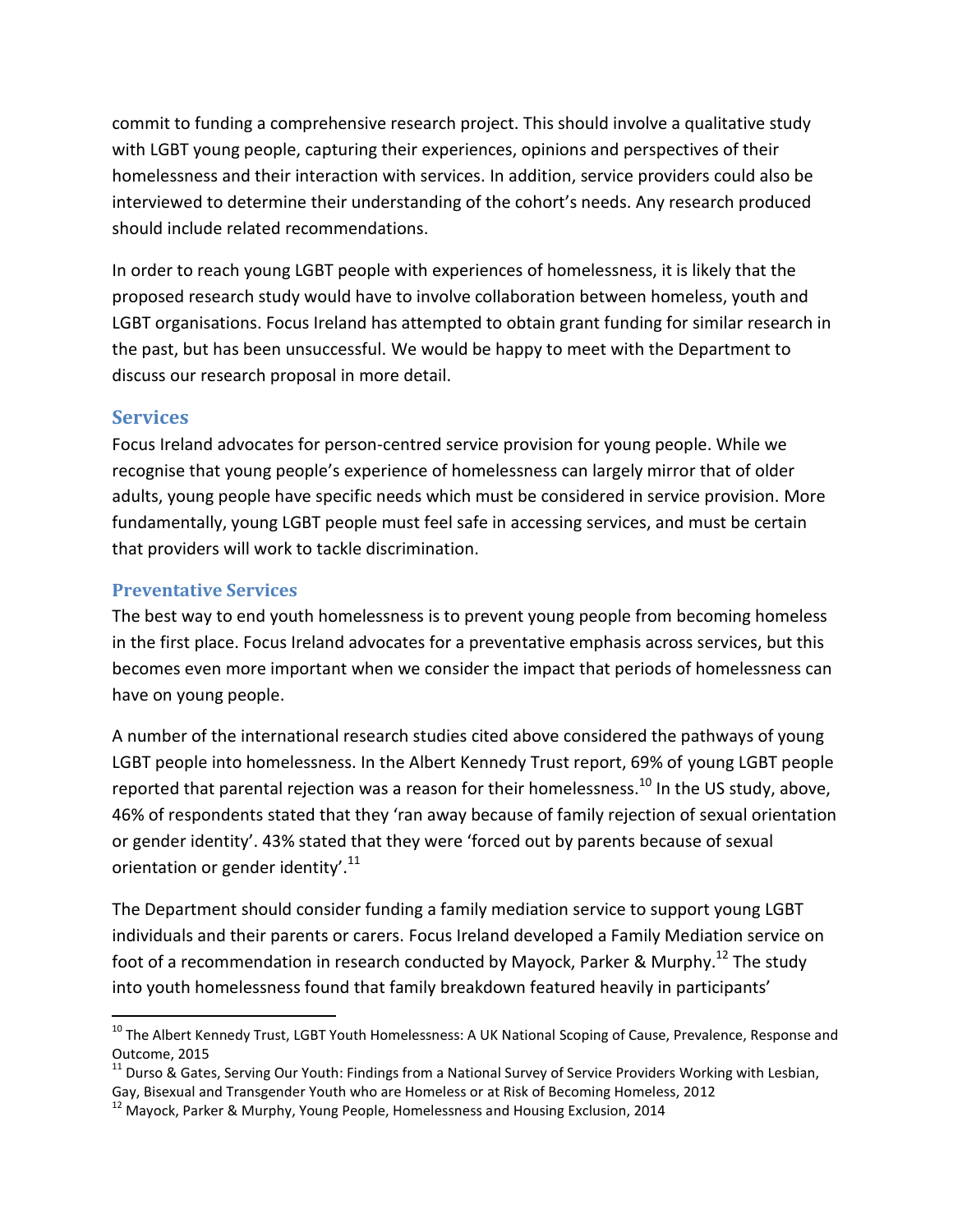commit to funding a comprehensive research project. This should involve a qualitative study with LGBT young people, capturing their experiences, opinions and perspectives of their homelessness and their interaction with services. In addition, service providers could also be interviewed to determine their understanding of the cohort's needs. Any research produced should include related recommendations.

In order to reach young LGBT people with experiences of homelessness, it is likely that the proposed research study would have to involve collaboration between homeless, youth and LGBT organisations. Focus Ireland has attempted to obtain grant funding for similar research in the past, but has been unsuccessful. We would be happy to meet with the Department to discuss our research proposal in more detail.

## Services

Focus Ireland advocates for person-centred service provision for young people. While we recognise that young people's experience of homelessness can largely mirror that of older adults, young people have specific needs which must be considered in service provision. More fundamentally, young LGBT people must feel safe in accessing services, and must be certain that providers will work to tackle discrimination.

### Preventative Services

The best way to end youth homelessness is to prevent young people from becoming homeless in the first place. Focus Ireland advocates for a preventative emphasis across services, but this becomes even more important when we consider the impact that periods of homelessness can have on young people.

A number of the international research studies cited above considered the pathways of young LGBT people into homelessness. In the Albert Kennedy Trust report, 69% of young LGBT people reported that parental rejection was a reason for their homelessness.[10] In the US study, above, 46% of respondents stated that they 'ran away because of family rejection of sexual orientation or gender identity'. 43% stated that they were 'forced out by parents because of sexual orientation or gender identity'.[11]

The Department should consider funding a family mediation service to support young LGBT individuals and their parents or carers. Focus Ireland developed a Family Mediation service on foot of a recommendation in research conducted by Mayock, Parker & Murphy.[12] The study into youth homelessness found that family breakdown featured heavily in participants'

---

[10] The Albert Kennedy Trust, LGBT Youth Homelessness: A UK National Scoping of Cause, Prevalence, Response and Outcome, 2015

[11] Durso & Gates, Serving Our Youth: Findings from a National Survey of Service Providers Working with Lesbian, Gay, Bisexual and Transgender Youth who are Homeless or at Risk of Becoming Homeless, 2012

[12] Mayock, Parker & Murphy, Young People, Homelessness and Housing Exclusion, 2014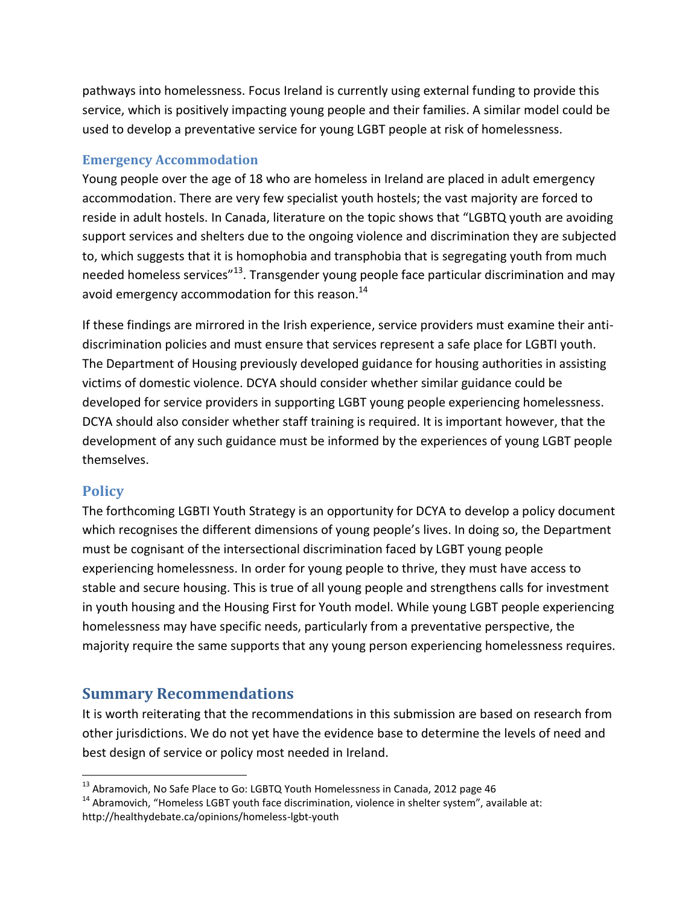pathways into homelessness. Focus Ireland is currently using external funding to provide this service, which is positively impacting young people and their families. A similar model could be used to develop a preventative service for young LGBT people at risk of homelessness.

### Emergency Accommodation

Young people over the age of 18 who are homeless in Ireland are placed in adult emergency accommodation. There are very few specialist youth hostels; the vast majority are forced to reside in adult hostels. In Canada, literature on the topic shows that "LGBTQ youth are avoiding support services and shelters due to the ongoing violence and discrimination they are subjected to, which suggests that it is homophobia and transphobia that is segregating youth from much needed homeless services"[13]. Transgender young people face particular discrimination and may avoid emergency accommodation for this reason.[14]

If these findings are mirrored in the Irish experience, service providers must examine their anti-discrimination policies and must ensure that services represent a safe place for LGBTI youth. The Department of Housing previously developed guidance for housing authorities in assisting victims of domestic violence. DCYA should consider whether similar guidance could be developed for service providers in supporting LGBT young people experiencing homelessness. DCYA should also consider whether staff training is required. It is important however, that the development of any such guidance must be informed by the experiences of young LGBT people themselves.

### Policy

The forthcoming LGBTI Youth Strategy is an opportunity for DCYA to develop a policy document which recognises the different dimensions of young people's lives. In doing so, the Department must be cognisant of the intersectional discrimination faced by LGBT young people experiencing homelessness. In order for young people to thrive, they must have access to stable and secure housing. This is true of all young people and strengthens calls for investment in youth housing and the Housing First for Youth model. While young LGBT people experiencing homelessness may have specific needs, particularly from a preventative perspective, the majority require the same supports that any young person experiencing homelessness requires.

## Summary Recommendations

It is worth reiterating that the recommendations in this submission are based on research from other jurisdictions. We do not yet have the evidence base to determine the levels of need and best design of service or policy most needed in Ireland.

---

[13] Abramovich, No Safe Place to Go: LGBTQ Youth Homelessness in Canada, 2012 page 46

[14] Abramovich, "Homeless LGBT youth face discrimination, violence in shelter system", available at: http://healthydebate.ca/opinions/homeless-lgbt-youth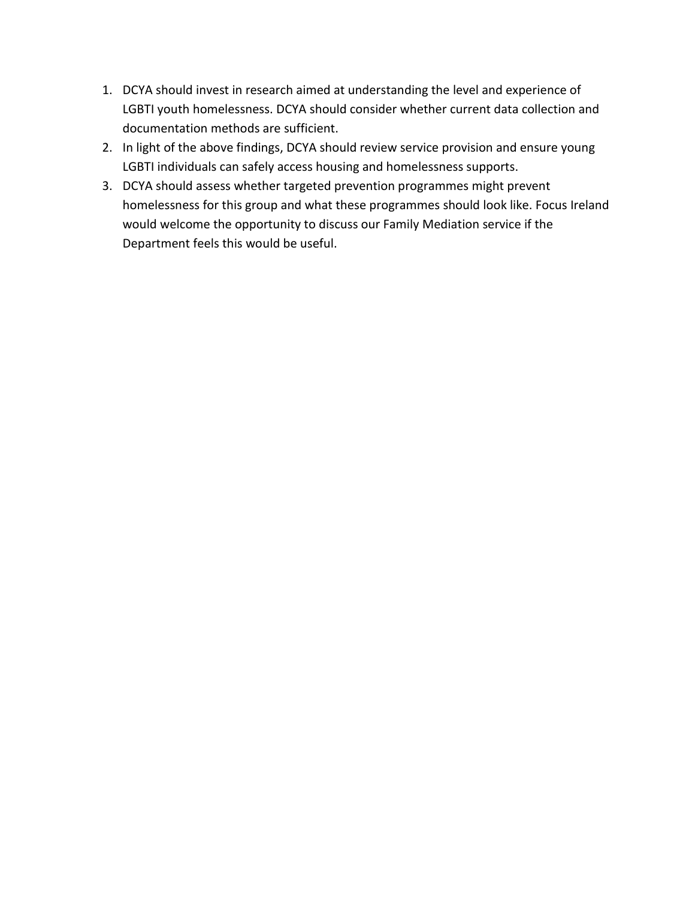1. DCYA should invest in research aimed at understanding the level and experience of LGBTI youth homelessness. DCYA should consider whether current data collection and documentation methods are sufficient.
2. In light of the above findings, DCYA should review service provision and ensure young LGBTI individuals can safely access housing and homelessness supports.
3. DCYA should assess whether targeted prevention programmes might prevent homelessness for this group and what these programmes should look like. Focus Ireland would welcome the opportunity to discuss our Family Mediation service if the Department feels this would be useful.